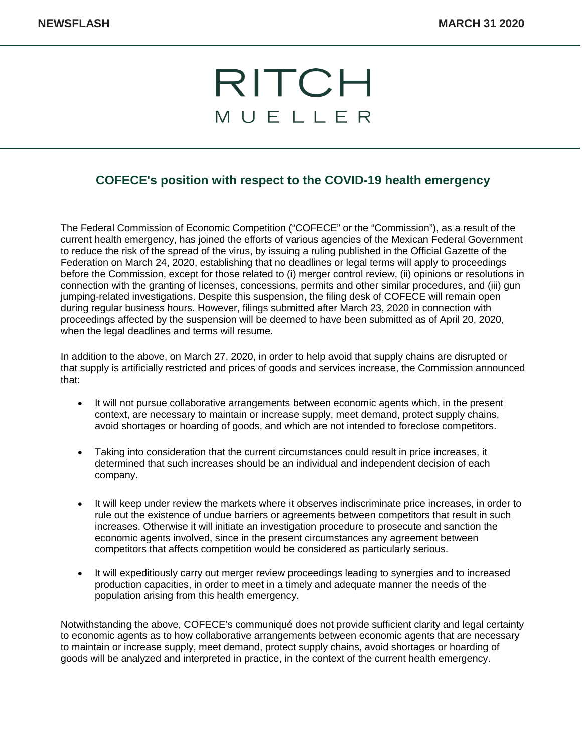# COFECE's position with respect to the COVID-19 health emergency

The Federal Commission of Economic Competition ("COFECE" or the "Commission"), as a result of the current health emergency, has joined the efforts of various agencies of the Mexican Federal Government to reduce the risk of the spread of the virus, by issuing a ruling published in the Official Gazette of the Federation on March 24, 2020, establishing that no deadlines or legal terms will apply to proceedings before the Commission, except for those related to (i) merger control review, (ii) opinions or resolutions in connection with the granting of licenses, concessions, permits and other similar procedures, and (iii) gun jumping-related investigations. Despite this suspension, the filing desk of COFECE will remain open during regular business hours. However, filings submitted after March 23, 2020 in connection with proceedings affected by the suspension will be deemed to have been submitted as of April 20, 2020, when the legal deadlines and terms will resume.

In addition to the above, on March 27, 2020, in order to help avoid that supply chains are disrupted or that supply is artificially restricted and prices of goods and services increase, the Commission announced that:

- It will not pursue collaborative arrangements between economic agents which, in the present context, are necessary to maintain or increase supply, meet demand, protect supply chains, avoid shortages or hoarding of goods, and which are not intended to foreclose competitors.
- Taking into consideration that the current circumstances could result in price increases, it determined that such increases should be an individual and independent decision of each company.
- It will keep under review the markets where it observes indiscriminate price increases, in order to rule out the existence of undue barriers or agreements between competitors that result in such increases. Otherwise it will initiate an investigation procedure to prosecute and sanction the economic agents involved, since in the present circumstances any agreement between competitors that affects competition would be considered as particularly serious.
- It will expeditiously carry out merger review proceedings leading to synergies and to increased production capacities, in order to meet in a timely and adequate manner the needs of the population arising from this health emergency.

Notwithstanding the above, COFECE's communiqué does not provide sufficient clarity and legal certainty to economic agents as to how collaborative arrangements between economic agents that are necessary to maintain or increase supply, meet demand, protect supply chains, avoid shortages or hoarding of goods will be analyzed and interpreted in practice, in the context of the current health emergency.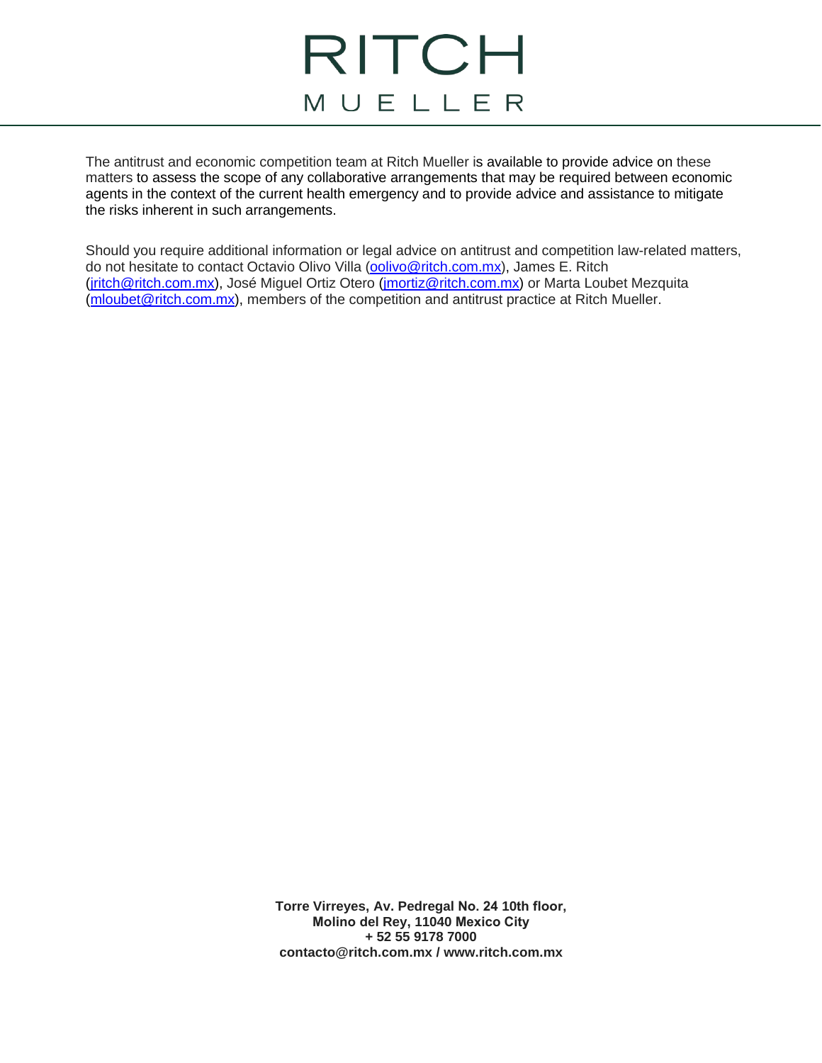The antitrust and economic competition team at Ritch Mueller is available to provide advice on these matters to assess the scope of any collaborative arrangements that may be required between economic agents in the context of the current health emergency and to provide advice and assistance to mitigate the risks inherent in such arrangements.

Should you require additional information or legal advice on antitrust and competition law-related matters, do not hesitate to contact Octavio Olivo Villa (oolivo@ritch.com.mx), James E. Ritch (jritch@ritch.com.mx), José Miguel Ortiz Otero (jmortiz@ritch.com.mx) or Marta Loubet Mezquita (mloubet@ritch.com.mx), members of the competition and antitrust practice at Ritch Mueller.

**Torre Virreyes, Av. Pedregal No. 24 10th floor,**
**Molino del Rey, 11040 Mexico City**
**+ 52 55 9178 7000**
**contacto@ritch.com.mx / www.ritch.com.mx**